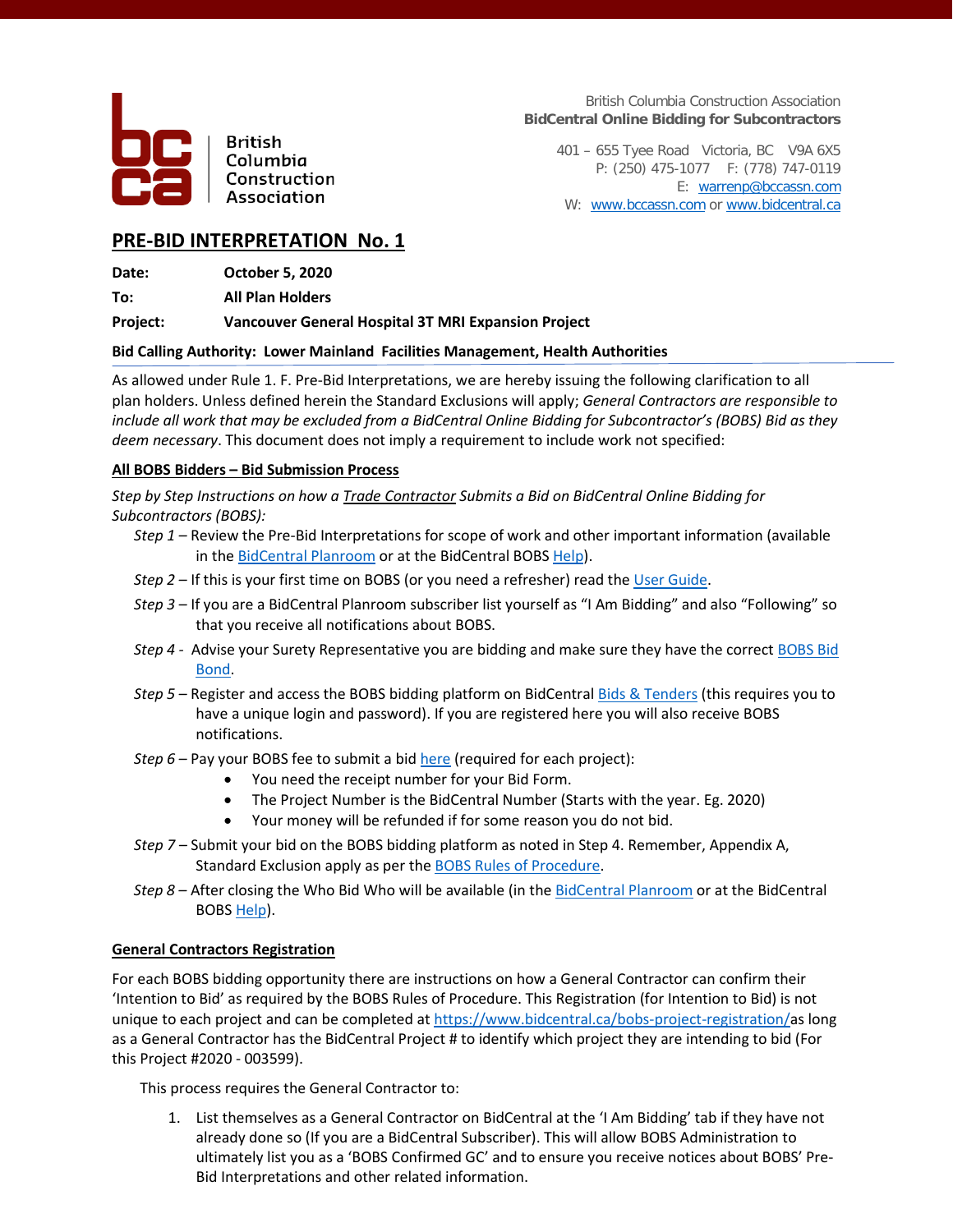British Columbia Construction Association

British Columbia Construction Association
**BidCentral Online Bidding for Subcontractors**

401 – 655 Tyee Road Victoria, BC V9A 6X5
P: (250) 475-1077 F: (778) 747-0119
E: warrenp@bccassn.com
W: www.bccassn.com or www.bidcentral.ca

## PRE-BID INTERPRETATION No. 1

**Date:** **October 5, 2020**

**To:** **All Plan Holders**

**Project:** **Vancouver General Hospital 3T MRI Expansion Project**

**Bid Calling Authority: Lower Mainland Facilities Management, Health Authorities**

As allowed under Rule 1. F. Pre-Bid Interpretations, we are hereby issuing the following clarification to all plan holders. Unless defined herein the Standard Exclusions will apply; *General Contractors are responsible to include all work that may be excluded from a BidCentral Online Bidding for Subcontractor's (BOBS) Bid as they deem necessary*. This document does not imply a requirement to include work not specified:

### All BOBS Bidders – Bid Submission Process

*Step by Step Instructions on how a Trade Contractor Submits a Bid on BidCentral Online Bidding for Subcontractors (BOBS):*

*Step 1* – Review the Pre-Bid Interpretations for scope of work and other important information (available in the BidCentral Planroom or at the BidCentral BOBS Help).

*Step 2* – If this is your first time on BOBS (or you need a refresher) read the User Guide.

*Step 3* – If you are a BidCentral Planroom subscriber list yourself as "I Am Bidding" and also "Following" so that you receive all notifications about BOBS.

*Step 4* - Advise your Surety Representative you are bidding and make sure they have the correct BOBS Bid Bond.

*Step 5* – Register and access the BOBS bidding platform on BidCentral Bids & Tenders (this requires you to have a unique login and password). If you are registered here you will also receive BOBS notifications.

*Step 6* – Pay your BOBS fee to submit a bid here (required for each project):

- You need the receipt number for your Bid Form.
- The Project Number is the BidCentral Number (Starts with the year. Eg. 2020)
- Your money will be refunded if for some reason you do not bid.

*Step 7* – Submit your bid on the BOBS bidding platform as noted in Step 4. Remember, Appendix A, Standard Exclusion apply as per the BOBS Rules of Procedure.

*Step 8* – After closing the Who Bid Who will be available (in the BidCentral Planroom or at the BidCentral BOBS Help).

### General Contractors Registration

For each BOBS bidding opportunity there are instructions on how a General Contractor can confirm their 'Intention to Bid' as required by the BOBS Rules of Procedure. This Registration (for Intention to Bid) is not unique to each project and can be completed at https://www.bidcentral.ca/bobs-project-registration/as long as a General Contractor has the BidCentral Project # to identify which project they are intending to bid (For this Project #2020 - 003599).

This process requires the General Contractor to:

1. List themselves as a General Contractor on BidCentral at the 'I Am Bidding' tab if they have not already done so (If you are a BidCentral Subscriber). This will allow BOBS Administration to ultimately list you as a 'BOBS Confirmed GC' and to ensure you receive notices about BOBS' Pre-Bid Interpretations and other related information.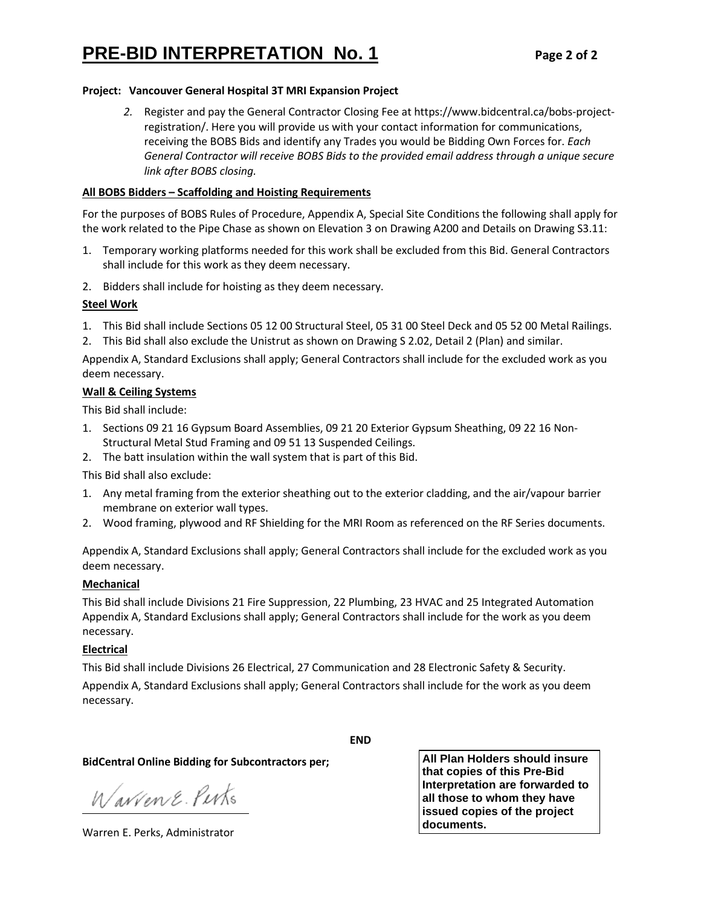# PRE-BID INTERPRETATION No. 1

**Project: Vancouver General Hospital 3T MRI Expansion Project**

2. Register and pay the General Contractor Closing Fee at https://www.bidcentral.ca/bobs-project-registration/. Here you will provide us with your contact information for communications, receiving the BOBS Bids and identify any Trades you would be Bidding Own Forces for. *Each General Contractor will receive BOBS Bids to the provided email address through a unique secure link after BOBS closing.*

**All BOBS Bidders – Scaffolding and Hoisting Requirements**

For the purposes of BOBS Rules of Procedure, Appendix A, Special Site Conditions the following shall apply for the work related to the Pipe Chase as shown on Elevation 3 on Drawing A200 and Details on Drawing S3.11:

1. Temporary working platforms needed for this work shall be excluded from this Bid. General Contractors shall include for this work as they deem necessary.
2. Bidders shall include for hoisting as they deem necessary.

**Steel Work**

1. This Bid shall include Sections 05 12 00 Structural Steel, 05 31 00 Steel Deck and 05 52 00 Metal Railings.
2. This Bid shall also exclude the Unistrut as shown on Drawing S 2.02, Detail 2 (Plan) and similar.

Appendix A, Standard Exclusions shall apply; General Contractors shall include for the excluded work as you deem necessary.

**Wall & Ceiling Systems**

This Bid shall include:

1. Sections 09 21 16 Gypsum Board Assemblies, 09 21 20 Exterior Gypsum Sheathing, 09 22 16 Non-Structural Metal Stud Framing and 09 51 13 Suspended Ceilings.
2. The batt insulation within the wall system that is part of this Bid.

This Bid shall also exclude:

1. Any metal framing from the exterior sheathing out to the exterior cladding, and the air/vapour barrier membrane on exterior wall types.
2. Wood framing, plywood and RF Shielding for the MRI Room as referenced on the RF Series documents.

Appendix A, Standard Exclusions shall apply; General Contractors shall include for the excluded work as you deem necessary.

**Mechanical**

This Bid shall include Divisions 21 Fire Suppression, 22 Plumbing, 23 HVAC and 25 Integrated Automation Appendix A, Standard Exclusions shall apply; General Contractors shall include for the work as you deem necessary.

**Electrical**

This Bid shall include Divisions 26 Electrical, 27 Communication and 28 Electronic Safety & Security.

Appendix A, Standard Exclusions shall apply; General Contractors shall include for the work as you deem necessary.

**END**

**BidCentral Online Bidding for Subcontractors per;**

Warren E. Perks

Warren E. Perks, Administrator

**All Plan Holders should insure that copies of this Pre-Bid Interpretation are forwarded to all those to whom they have issued copies of the project documents.**